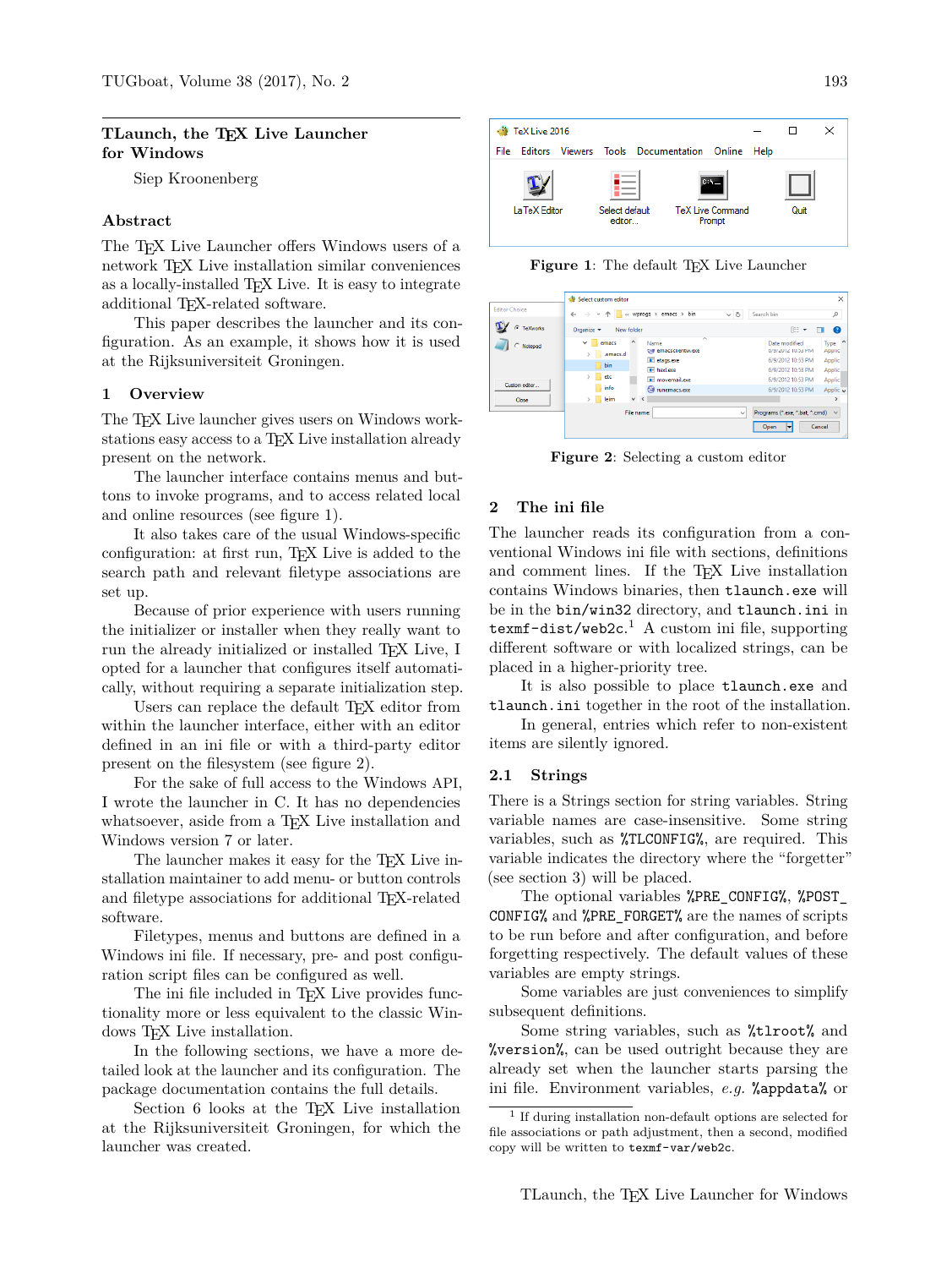# TLaunch, the TeX Live Launcher for Windows

Siep Kroonenberg

## Abstract

The TeX Live Launcher offers Windows users of a network TeX Live installation similar conveniences as a locally-installed TeX Live. It is easy to integrate additional TeX-related software.

This paper describes the launcher and its configuration. As an example, it shows how it is used at the Rijksuniversiteit Groningen.

## 1 Overview

The TeX Live launcher gives users on Windows workstations easy access to a TeX Live installation already present on the network.

The launcher interface contains menus and buttons to invoke programs, and to access related local and online resources (see figure 1).

It also takes care of the usual Windows-specific configuration: at first run, TeX Live is added to the search path and relevant filetype associations are set up.

Because of prior experience with users running the initializer or installer when they really want to run the already initialized or installed TeX Live, I opted for a launcher that configures itself automatically, without requiring a separate initialization step.

Users can replace the default TeX editor from within the launcher interface, either with an editor defined in an ini file or with a third-party editor present on the filesystem (see figure 2).

For the sake of full access to the Windows API, I wrote the launcher in C. It has no dependencies whatsoever, aside from a TeX Live installation and Windows version 7 or later.

The launcher makes it easy for the TeX Live installation maintainer to add menu- or button controls and filetype associations for additional TeX-related software.

Filetypes, menus and buttons are defined in a Windows ini file. If necessary, pre- and post configuration script files can be configured as well.

The ini file included in TeX Live provides functionality more or less equivalent to the classic Windows TeX Live installation.

In the following sections, we have a more detailed look at the launcher and its configuration. The package documentation contains the full details.

Section 6 looks at the TeX Live installation at the Rijksuniversiteit Groningen, for which the launcher was created.

**Figure 1**: The default TeX Live Launcher

**Figure 2**: Selecting a custom editor

## 2 The ini file

The launcher reads its configuration from a conventional Windows ini file with sections, definitions and comment lines. If the TeX Live installation contains Windows binaries, then `tlaunch.exe` will be in the `bin/win32` directory, and `tlaunch.ini` in `texmf-dist/web2c`.[1] A custom ini file, supporting different software or with localized strings, can be placed in a higher-priority tree.

It is also possible to place `tlaunch.exe` and `tlaunch.ini` together in the root of the installation.

In general, entries which refer to non-existent items are silently ignored.

### 2.1 Strings

There is a Strings section for string variables. String variable names are case-insensitive. Some string variables, such as `%TLCONFIG%`, are required. This variable indicates the directory where the "forgetter" (see section 3) will be placed.

The optional variables `%PRE_CONFIG%`, `%POST_CONFIG%` and `%PRE_FORGET%` are the names of scripts to be run before and after configuration, and before forgetting respectively. The default values of these variables are empty strings.

Some variables are just conveniences to simplify subsequent definitions.

Some string variables, such as `%tlroot%` and `%version%`, can be used outright because they are already set when the launcher starts parsing the ini file. Environment variables, *e.g.* `%appdata%` or

[1] If during installation non-default options are selected for file associations or path adjustment, then a second, modified copy will be written to `texmf-var/web2c`.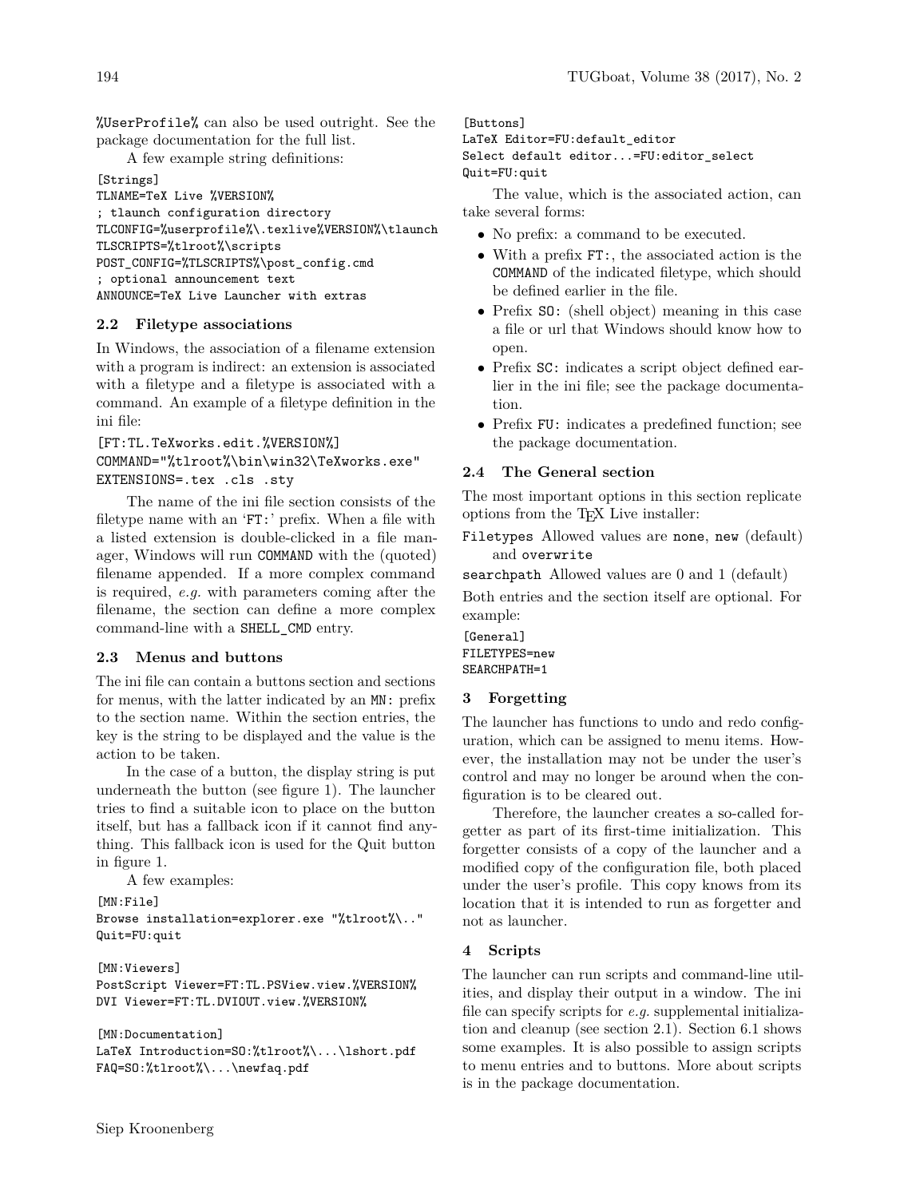%UserProfile% can also be used outright. See the package documentation for the full list.

A few example string definitions:

```
[Strings]
TLNAME=TeX Live %VERSION%
; tlaunch configuration directory
TLCONFIG=%userprofile%\.texlive%VERSION%\tlaunch
TLSCRIPTS=%tlroot%\scripts
POST_CONFIG=%TLSCRIPTS%\post_config.cmd
; optional announcement text
ANNOUNCE=TeX Live Launcher with extras
```

### 2.2 Filetype associations

In Windows, the association of a filename extension with a program is indirect: an extension is associated with a filetype and a filetype is associated with a command. An example of a filetype definition in the ini file:

```
[FT:TL.TeXworks.edit.%VERSION%]
COMMAND="%tlroot%\bin\win32\TeXworks.exe"
EXTENSIONS=.tex .cls .sty
```

The name of the ini file section consists of the filetype name with an 'FT:' prefix. When a file with a listed extension is double-clicked in a file manager, Windows will run COMMAND with the (quoted) filename appended. If a more complex command is required, *e.g.* with parameters coming after the filename, the section can define a more complex command-line with a SHELL_CMD entry.

### 2.3 Menus and buttons

The ini file can contain a buttons section and sections for menus, with the latter indicated by an MN: prefix to the section name. Within the section entries, the key is the string to be displayed and the value is the action to be taken.

In the case of a button, the display string is put underneath the button (see figure 1). The launcher tries to find a suitable icon to place on the button itself, but has a fallback icon if it cannot find anything. This fallback icon is used for the Quit button in figure 1.

A few examples:

```
[MN:File]
Browse installation=explorer.exe "%tlroot%\.."
Quit=FU:quit

[MN:Viewers]
PostScript Viewer=FT:TL.PSView.view.%VERSION%
DVI Viewer=FT:TL.DVIOUT.view.%VERSION%

[MN:Documentation]
LaTeX Introduction=SO:%tlroot%\...\lshort.pdf
FAQ=SO:%tlroot%\...\newfaq.pdf
```

```
[Buttons]
LaTeX Editor=FU:default_editor
Select default editor...=FU:editor_select
Quit=FU:quit
```

The value, which is the associated action, can take several forms:

- No prefix: a command to be executed.
- With a prefix FT:, the associated action is the COMMAND of the indicated filetype, which should be defined earlier in the file.
- Prefix SO: (shell object) meaning in this case a file or url that Windows should know how to open.
- Prefix SC: indicates a script object defined earlier in the ini file; see the package documentation.
- Prefix FU: indicates a predefined function; see the package documentation.

### 2.4 The General section

The most important options in this section replicate options from the TeX Live installer:

**Filetypes** Allowed values are none, new (default) and overwrite

**searchpath** Allowed values are 0 and 1 (default)

Both entries and the section itself are optional. For example:

```
[General]
FILETYPES=new
SEARCHPATH=1
```

## 3 Forgetting

The launcher has functions to undo and redo configuration, which can be assigned to menu items. However, the installation may not be under the user's control and may no longer be around when the configuration is to be cleared out.

Therefore, the launcher creates a so-called forgetter as part of its first-time initialization. This forgetter consists of a copy of the launcher and a modified copy of the configuration file, both placed under the user's profile. This copy knows from its location that it is intended to run as forgetter and not as launcher.

## 4 Scripts

The launcher can run scripts and command-line utilities, and display their output in a window. The ini file can specify scripts for *e.g.* supplemental initialization and cleanup (see section 2.1). Section 6.1 shows some examples. It is also possible to assign scripts to menu entries and to buttons. More about scripts is in the package documentation.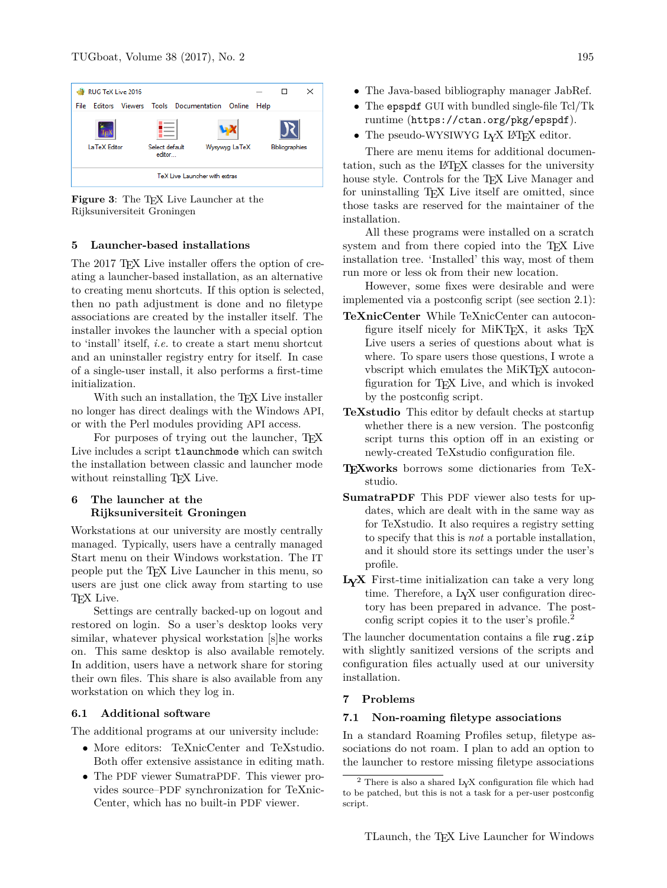Figure 3: The TeX Live Launcher at the Rijksuniversiteit Groningen

## 5 Launcher-based installations

The 2017 TeX Live installer offers the option of creating a launcher-based installation, as an alternative to creating menu shortcuts. If this option is selected, then no path adjustment is done and no filetype associations are created by the installer itself. The installer invokes the launcher with a special option to 'install' itself, *i.e.* to create a start menu shortcut and an uninstaller registry entry for itself. In case of a single-user install, it also performs a first-time initialization.

With such an installation, the TeX Live installer no longer has direct dealings with the Windows API, or with the Perl modules providing API access.

For purposes of trying out the launcher, TeX Live includes a script `tlaunchmode` which can switch the installation between classic and launcher mode without reinstalling TeX Live.

## 6 The launcher at the Rijksuniversiteit Groningen

Workstations at our university are mostly centrally managed. Typically, users have a centrally managed Start menu on their Windows workstation. The IT people put the TeX Live Launcher in this menu, so users are just one click away from starting to use TeX Live.

Settings are centrally backed-up on logout and restored on login. So a user's desktop looks very similar, whatever physical workstation [s]he works on. This same desktop is also available remotely. In addition, users have a network share for storing their own files. This share is also available from any workstation on which they log in.

### 6.1 Additional software

The additional programs at our university include:

- More editors: TeXnicCenter and TeXstudio. Both offer extensive assistance in editing math.
- The PDF viewer SumatraPDF. This viewer provides source–PDF synchronization for TeXnicCenter, which has no built-in PDF viewer.
- The Java-based bibliography manager JabRef.
- The `epspdf` GUI with bundled single-file Tcl/Tk runtime (`https://ctan.org/pkg/epspdf`).
- The pseudo-WYSIWYG LyX LaTeX editor.

There are menu items for additional documentation, such as the LaTeX classes for the university house style. Controls for the TeX Live Manager and for uninstalling TeX Live itself are omitted, since those tasks are reserved for the maintainer of the installation.

All these programs were installed on a scratch system and from there copied into the TeX Live installation tree. 'Installed' this way, most of them run more or less ok from their new location.

However, some fixes were desirable and were implemented via a postconfig script (see section 2.1):

**TeXnicCenter** While TeXnicCenter can autoconfigure itself nicely for MiKTeX, it asks TeX Live users a series of questions about what is where. To spare users those questions, I wrote a vbscript which emulates the MiKTeX autoconfiguration for TeX Live, and which is invoked by the postconfig script.

**TeXstudio** This editor by default checks at startup whether there is a new version. The postconfig script turns this option off in an existing or newly-created TeXstudio configuration file.

**TeXworks** borrows some dictionaries from TeXstudio.

**SumatraPDF** This PDF viewer also tests for updates, which are dealt with in the same way as for TeXstudio. It also requires a registry setting to specify that this is *not* a portable installation, and it should store its settings under the user's profile.

**LyX** First-time initialization can take a very long time. Therefore, a LyX user configuration directory has been prepared in advance. The postconfig script copies it to the user's profile.[2]

The launcher documentation contains a file `rug.zip` with slightly sanitized versions of the scripts and configuration files actually used at our university installation.

## 7 Problems

### 7.1 Non-roaming filetype associations

In a standard Roaming Profiles setup, filetype associations do not roam. I plan to add an option to the launcher to restore missing filetype associations

[2] There is also a shared LyX configuration file which had to be patched, but this is not a task for a per-user postconfig script.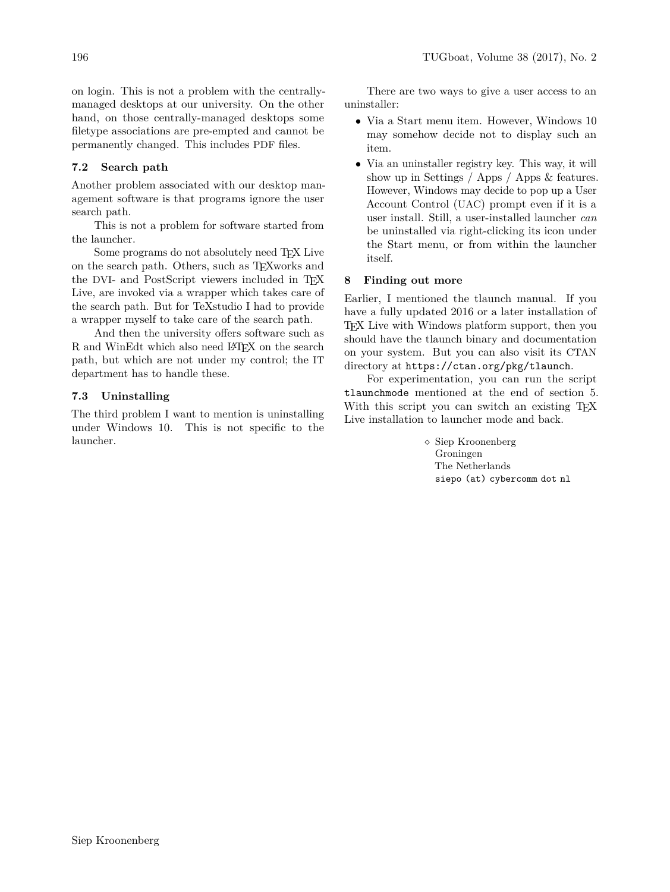on login. This is not a problem with the centrally-managed desktops at our university. On the other hand, on those centrally-managed desktops some filetype associations are pre-empted and cannot be permanently changed. This includes PDF files.

### 7.2 Search path

Another problem associated with our desktop management software is that programs ignore the user search path.

This is not a problem for software started from the launcher.

Some programs do not absolutely need TEX Live on the search path. Others, such as TEXworks and the DVI- and PostScript viewers included in TEX Live, are invoked via a wrapper which takes care of the search path. But for TeXstudio I had to provide a wrapper myself to take care of the search path.

And then the university offers software such as R and WinEdt which also need LATEX on the search path, but which are not under my control; the IT department has to handle these.

### 7.3 Uninstalling

The third problem I want to mention is uninstalling under Windows 10. This is not specific to the launcher.

There are two ways to give a user access to an uninstaller:

- Via a Start menu item. However, Windows 10 may somehow decide not to display such an item.
- Via an uninstaller registry key. This way, it will show up in Settings / Apps / Apps & features. However, Windows may decide to pop up a User Account Control (UAC) prompt even if it is a user install. Still, a user-installed launcher *can* be uninstalled via right-clicking its icon under the Start menu, or from within the launcher itself.

## 8 Finding out more

Earlier, I mentioned the tlaunch manual. If you have a fully updated 2016 or a later installation of TEX Live with Windows platform support, then you should have the tlaunch binary and documentation on your system. But you can also visit its CTAN directory at `https://ctan.org/pkg/tlaunch`.

For experimentation, you can run the script `tlaunchmode` mentioned at the end of section 5. With this script you can switch an existing TEX Live installation to launcher mode and back.

◇ Siep Kroonenberg
Groningen
The Netherlands
`siepo (at) cybercomm dot nl`